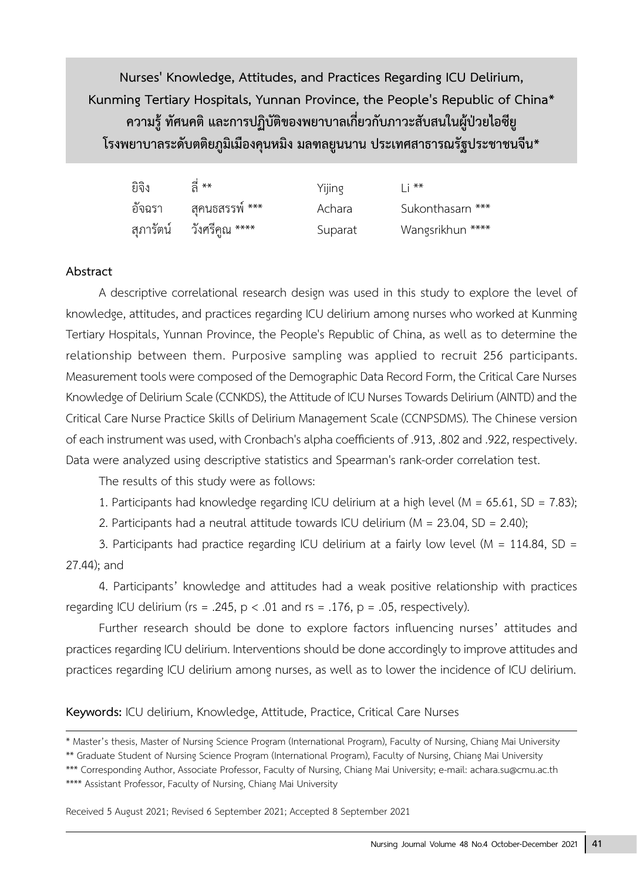# Nurses' Knowledge, Attitudes, and Practices Regarding ICU Delirium, Kunming Tertiary Hospitals, Yunnan Province, the People's Republic of China*

# ความรู้ ทัศนคติ และการปฏิบัติของพยาบาลเกี่ยวกับภาวะสับสนในผู้ป่วยไอซียู โรงพยาบาลระดับตติยภูมิเมืองคุนหมิง มลฑลยูนนาน ประเทศสาธารณรัฐประชาชนจีน*

| | | | |
|---|---|---|---|
| ยิจิง | ลี่ ** | Yijing | Li ** |
| อัจฉรา | สุคนธสรรพ์ *** | Achara | Sukonthasarn *** |
| สุภารัตน์ | วังศรีคูณ **** | Suparat | Wangsrikhun **** |

## Abstract

A descriptive correlational research design was used in this study to explore the level of knowledge, attitudes, and practices regarding ICU delirium among nurses who worked at Kunming Tertiary Hospitals, Yunnan Province, the People's Republic of China, as well as to determine the relationship between them. Purposive sampling was applied to recruit 256 participants. Measurement tools were composed of the Demographic Data Record Form, the Critical Care Nurses Knowledge of Delirium Scale (CCNKDS), the Attitude of ICU Nurses Towards Delirium (AINTD) and the Critical Care Nurse Practice Skills of Delirium Management Scale (CCNPSDMS). The Chinese version of each instrument was used, with Cronbach's alpha coefficients of .913, .802 and .922, respectively. Data were analyzed using descriptive statistics and Spearman's rank-order correlation test.

The results of this study were as follows:

1. Participants had knowledge regarding ICU delirium at a high level ($M = 65.61$, $SD = 7.83$);

2. Participants had a neutral attitude towards ICU delirium ($M = 23.04$, $SD = 2.40$);

3. Participants had practice regarding ICU delirium at a fairly low level ($M = 114.84$, $SD = 27.44$); and

4. Participants' knowledge and attitudes had a weak positive relationship with practices regarding ICU delirium ($r_s = .245$, $p < .01$ and $r_s = .176$, $p = .05$, respectively).

Further research should be done to explore factors influencing nurses' attitudes and practices regarding ICU delirium. Interventions should be done accordingly to improve attitudes and practices regarding ICU delirium among nurses, as well as to lower the incidence of ICU delirium.

**Keywords:** ICU delirium, Knowledge, Attitude, Practice, Critical Care Nurses

---

\* Master's thesis, Master of Nursing Science Program (International Program), Faculty of Nursing, Chiang Mai University

** Graduate Student of Nursing Science Program (International Program), Faculty of Nursing, Chiang Mai University

*** Corresponding Author, Associate Professor, Faculty of Nursing, Chiang Mai University; e-mail: achara.su@cmu.ac.th

**** Assistant Professor, Faculty of Nursing, Chiang Mai University

Received 5 August 2021; Revised 6 September 2021; Accepted 8 September 2021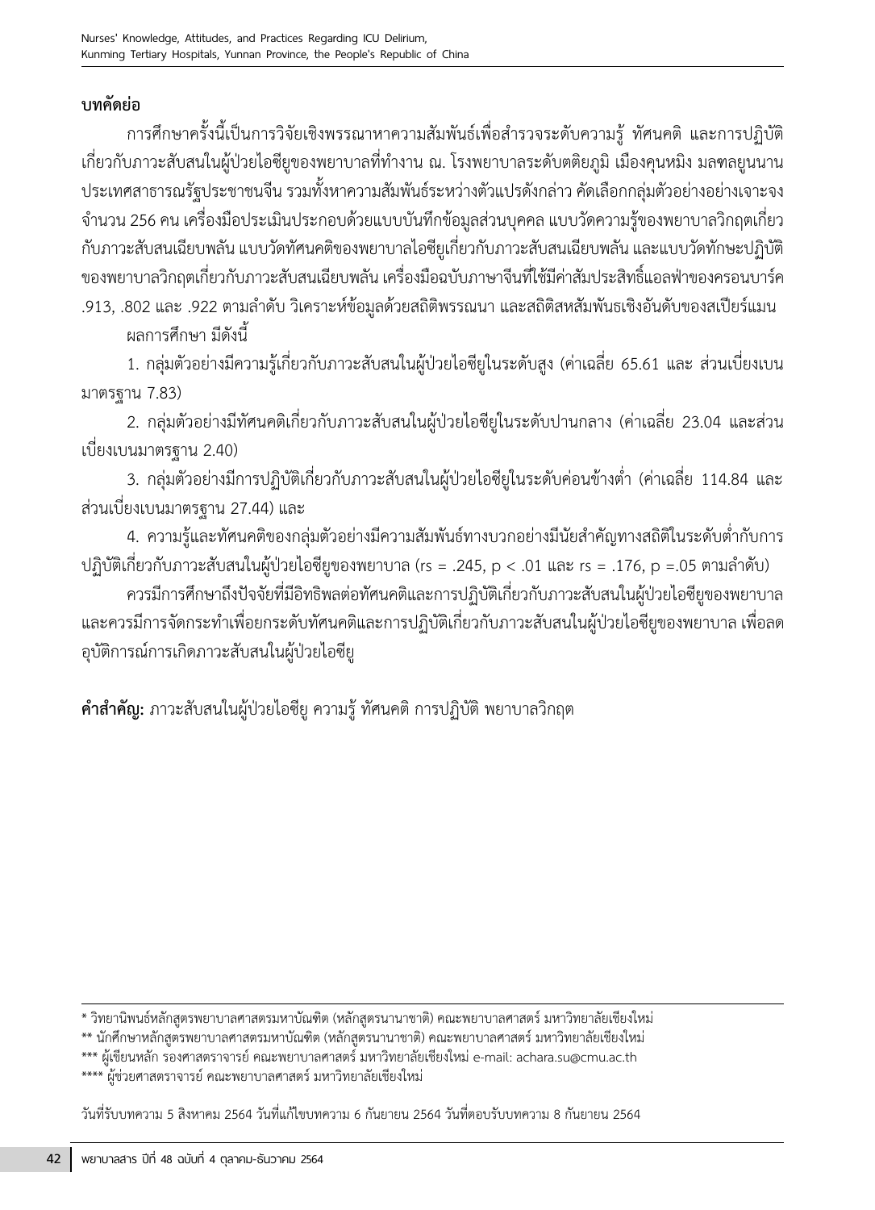## บทคัดย่อ

การศึกษาครั้งนี้เป็นการวิจัยเชิงพรรณนาหาความสัมพันธ์เพื่อสำรวจระดับความรู้ ทัศนคติ และการปฏิบัติเกี่ยวกับภาวะสับสนในผู้ป่วยไอซียูของพยาบาลที่ทำงาน ณ. โรงพยาบาลระดับตติยภูมิ เมืองคุนหมิง มลฑลยูนนาน ประเทศสาธารณรัฐประชาชนจีน รวมทั้งหาความสัมพันธ์ระหว่างตัวแปรดังกล่าว คัดเลือกกลุ่มตัวอย่างอย่างเจาะจง จำนวน 256 คน เครื่องมือประเมินประกอบด้วยแบบบันทึกข้อมูลส่วนบุคคล แบบวัดความรู้ของพยาบาลวิกฤตเกี่ยวกับภาวะสับสนเฉียบพลัน แบบวัดทัศนคติของพยาบาลไอซียูเกี่ยวกับภาวะสับสนเฉียบพลัน และแบบวัดทักษะปฏิบัติของพยาบาลวิกฤตเกี่ยวกับภาวะสับสนเฉียบพลัน เครื่องมือฉบับภาษาจีนที่ใช้มีค่าสัมประสิทธิ์แอลฟาของครอนบาร์ค .913, .802 และ .922 ตามลำดับ วิเคราะห์ข้อมูลด้วยสถิติพรรณนา และสถิติสหสัมพันธ์เชิงอันดับของสเปียร์แมน

ผลการศึกษา มีดังนี้

1. กลุ่มตัวอย่างมีความรู้เกี่ยวกับภาวะสับสนในผู้ป่วยไอซียูในระดับสูง (ค่าเฉลี่ย 65.61 และ ส่วนเบี่ยงเบนมาตรฐาน 7.83)

2. กลุ่มตัวอย่างมีทัศนคติเกี่ยวกับภาวะสับสนในผู้ป่วยไอซียูในระดับปานกลาง (ค่าเฉลี่ย 23.04 และส่วนเบี่ยงเบนมาตรฐาน 2.40)

3. กลุ่มตัวอย่างมีการปฏิบัติเกี่ยวกับภาวะสับสนในผู้ป่วยไอซียูในระดับค่อนข้างต่ำ (ค่าเฉลี่ย 114.84 และส่วนเบี่ยงเบนมาตรฐาน 27.44) และ

4. ความรู้และทัศนคติของกลุ่มตัวอย่างมีความสัมพันธ์ทางบวกอย่างมีนัยสำคัญทางสถิติในระดับต่ำกับการปฏิบัติเกี่ยวกับภาวะสับสนในผู้ป่วยไอซียูของพยาบาล ($r_s = .245$, $p < .01$ และ $r_s = .176$, $p = .05$ ตามลำดับ)

ควรมีการศึกษาถึงปัจจัยที่มีอิทธิพลต่อทัศนคติและการปฏิบัติเกี่ยวกับภาวะสับสนในผู้ป่วยไอซียูของพยาบาล และควรมีการจัดกระทำเพื่อยกระดับทัศนคติและการปฏิบัติเกี่ยวกับภาวะสับสนในผู้ป่วยไอซียูของพยาบาล เพื่อลดอุบัติการณ์การเกิดภาวะสับสนในผู้ป่วยไอซียู

**คำสำคัญ:** ภาวะสับสนในผู้ป่วยไอซียู ความรู้ ทัศนคติ การปฏิบัติ พยาบาลวิกฤต

---

\* วิทยานิพนธ์หลักสูตรพยาบาลศาสตรมหาบัณฑิต (หลักสูตรนานาชาติ) คณะพยาบาลศาสตร์ มหาวิทยาลัยเชียงใหม่

\*\* นักศึกษาหลักสูตรพยาบาลศาสตรมหาบัณฑิต (หลักสูตรนานาชาติ) คณะพยาบาลศาสตร์ มหาวิทยาลัยเชียงใหม่

\*\*\* ผู้เขียนหลัก รองศาสตราจารย์ คณะพยาบาลศาสตร์ มหาวิทยาลัยเชียงใหม่ e-mail: achara.su@cmu.ac.th

\*\*\*\* ผู้ช่วยศาสตราจารย์ คณะพยาบาลศาสตร์ มหาวิทยาลัยเชียงใหม่

วันที่รับบทความ 5 สิงหาคม 2564 วันที่แก้ไขบทความ 6 กันยายน 2564 วันที่ตอบรับบทความ 8 กันยายน 2564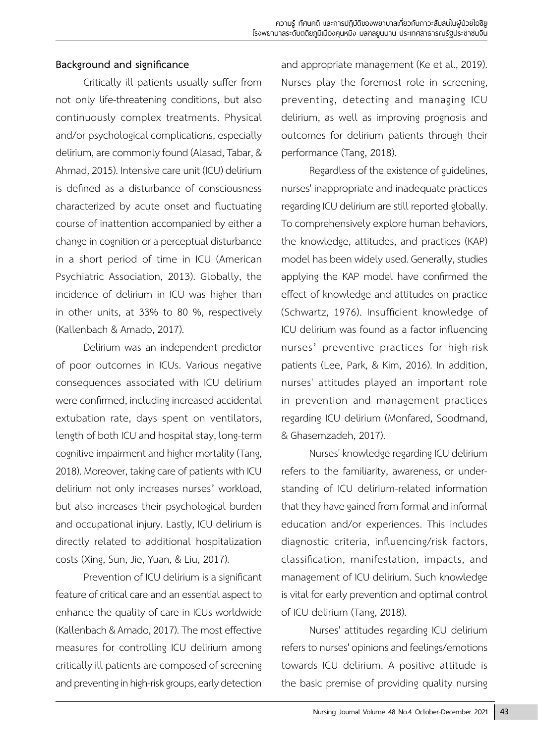**Background and significance**

Critically ill patients usually suffer from not only life-threatening conditions, but also continuously complex treatments. Physical and/or psychological complications, especially delirium, are commonly found (Alasad, Tabar, & Ahmad, 2015). Intensive care unit (ICU) delirium is defined as a disturbance of consciousness characterized by acute onset and fluctuating course of inattention accompanied by either a change in cognition or a perceptual disturbance in a short period of time in ICU (American Psychiatric Association, 2013). Globally, the incidence of delirium in ICU was higher than in other units, at 33% to 80 %, respectively (Kallenbach & Amado, 2017).

Delirium was an independent predictor of poor outcomes in ICUs. Various negative consequences associated with ICU delirium were confirmed, including increased accidental extubation rate, days spent on ventilators, length of both ICU and hospital stay, long-term cognitive impairment and higher mortality (Tang, 2018). Moreover, taking care of patients with ICU delirium not only increases nurses' workload, but also increases their psychological burden and occupational injury. Lastly, ICU delirium is directly related to additional hospitalization costs (Xing, Sun, Jie, Yuan, & Liu, 2017).

Prevention of ICU delirium is a significant feature of critical care and an essential aspect to enhance the quality of care in ICUs worldwide (Kallenbach & Amado, 2017). The most effective measures for controlling ICU delirium among critically ill patients are composed of screening and preventing in high-risk groups, early detection and appropriate management (Ke et al., 2019). Nurses play the foremost role in screening, preventing, detecting and managing ICU delirium, as well as improving prognosis and outcomes for delirium patients through their performance (Tang, 2018).

Regardless of the existence of guidelines, nurses' inappropriate and inadequate practices regarding ICU delirium are still reported globally. To comprehensively explore human behaviors, the knowledge, attitudes, and practices (KAP) model has been widely used. Generally, studies applying the KAP model have confirmed the effect of knowledge and attitudes on practice (Schwartz, 1976). Insufficient knowledge of ICU delirium was found as a factor influencing nurses' preventive practices for high-risk patients (Lee, Park, & Kim, 2016). In addition, nurses' attitudes played an important role in prevention and management practices regarding ICU delirium (Monfared, Soodmand, & Ghasemzadeh, 2017).

Nurses' knowledge regarding ICU delirium refers to the familiarity, awareness, or understanding of ICU delirium-related information that they have gained from formal and informal education and/or experiences. This includes diagnostic criteria, influencing/risk factors, classification, manifestation, impacts, and management of ICU delirium. Such knowledge is vital for early prevention and optimal control of ICU delirium (Tang, 2018).

Nurses' attitudes regarding ICU delirium refers to nurses' opinions and feelings/emotions towards ICU delirium. A positive attitude is the basic premise of providing quality nursing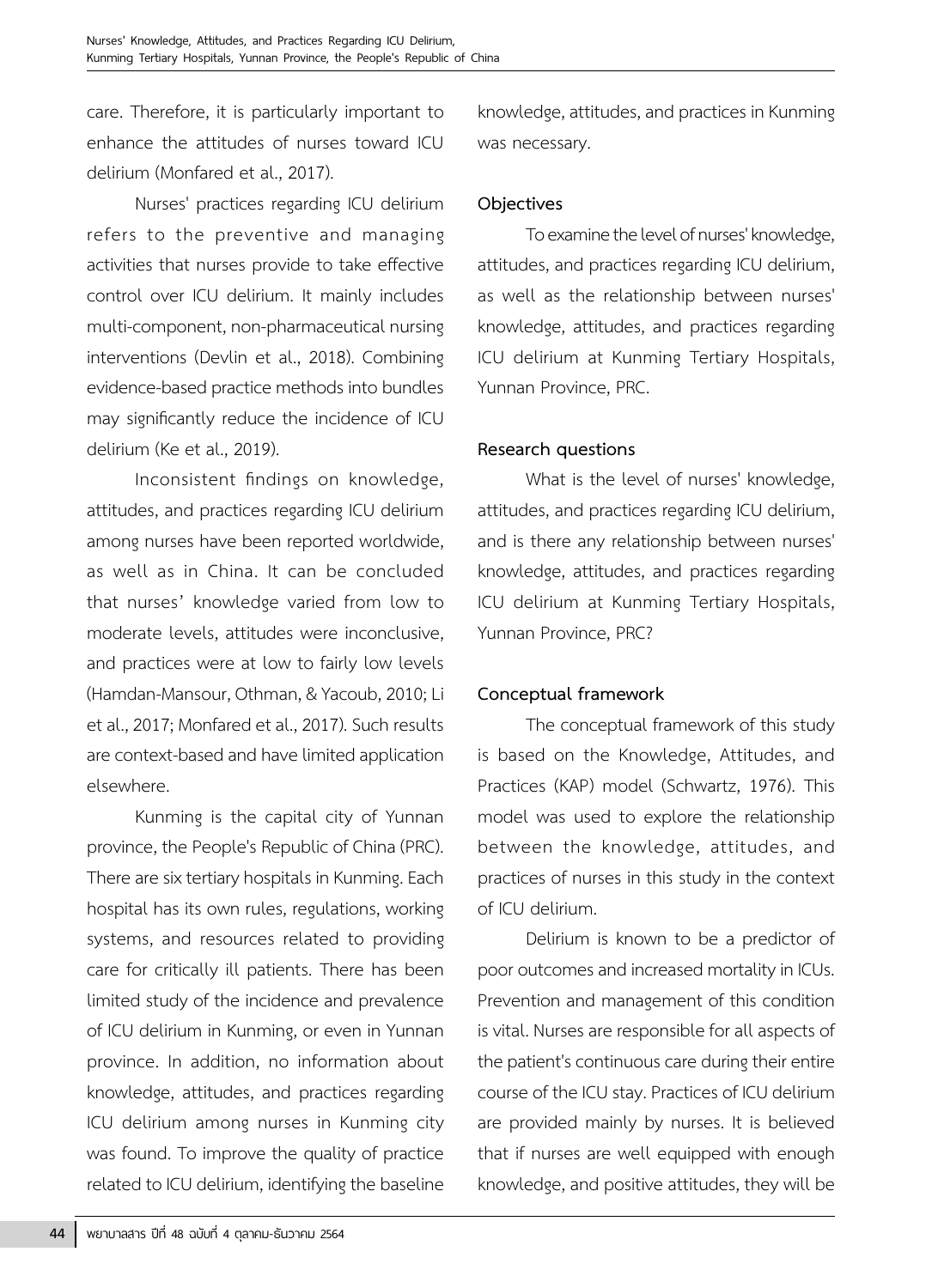care. Therefore, it is particularly important to enhance the attitudes of nurses toward ICU delirium (Monfared et al., 2017).

Nurses' practices regarding ICU delirium refers to the preventive and managing activities that nurses provide to take effective control over ICU delirium. It mainly includes multi-component, non-pharmaceutical nursing interventions (Devlin et al., 2018). Combining evidence-based practice methods into bundles may significantly reduce the incidence of ICU delirium (Ke et al., 2019).

Inconsistent findings on knowledge, attitudes, and practices regarding ICU delirium among nurses have been reported worldwide, as well as in China. It can be concluded that nurses' knowledge varied from low to moderate levels, attitudes were inconclusive, and practices were at low to fairly low levels (Hamdan-Mansour, Othman, & Yacoub, 2010; Li et al., 2017; Monfared et al., 2017). Such results are context-based and have limited application elsewhere.

Kunming is the capital city of Yunnan province, the People's Republic of China (PRC). There are six tertiary hospitals in Kunming. Each hospital has its own rules, regulations, working systems, and resources related to providing care for critically ill patients. There has been limited study of the incidence and prevalence of ICU delirium in Kunming, or even in Yunnan province. In addition, no information about knowledge, attitudes, and practices regarding ICU delirium among nurses in Kunming city was found. To improve the quality of practice related to ICU delirium, identifying the baseline knowledge, attitudes, and practices in Kunming was necessary.

## Objectives

To examine the level of nurses' knowledge, attitudes, and practices regarding ICU delirium, as well as the relationship between nurses' knowledge, attitudes, and practices regarding ICU delirium at Kunming Tertiary Hospitals, Yunnan Province, PRC.

## Research questions

What is the level of nurses' knowledge, attitudes, and practices regarding ICU delirium, and is there any relationship between nurses' knowledge, attitudes, and practices regarding ICU delirium at Kunming Tertiary Hospitals, Yunnan Province, PRC?

## Conceptual framework

The conceptual framework of this study is based on the Knowledge, Attitudes, and Practices (KAP) model (Schwartz, 1976). This model was used to explore the relationship between the knowledge, attitudes, and practices of nurses in this study in the context of ICU delirium.

Delirium is known to be a predictor of poor outcomes and increased mortality in ICUs. Prevention and management of this condition is vital. Nurses are responsible for all aspects of the patient's continuous care during their entire course of the ICU stay. Practices of ICU delirium are provided mainly by nurses. It is believed that if nurses are well equipped with enough knowledge, and positive attitudes, they will be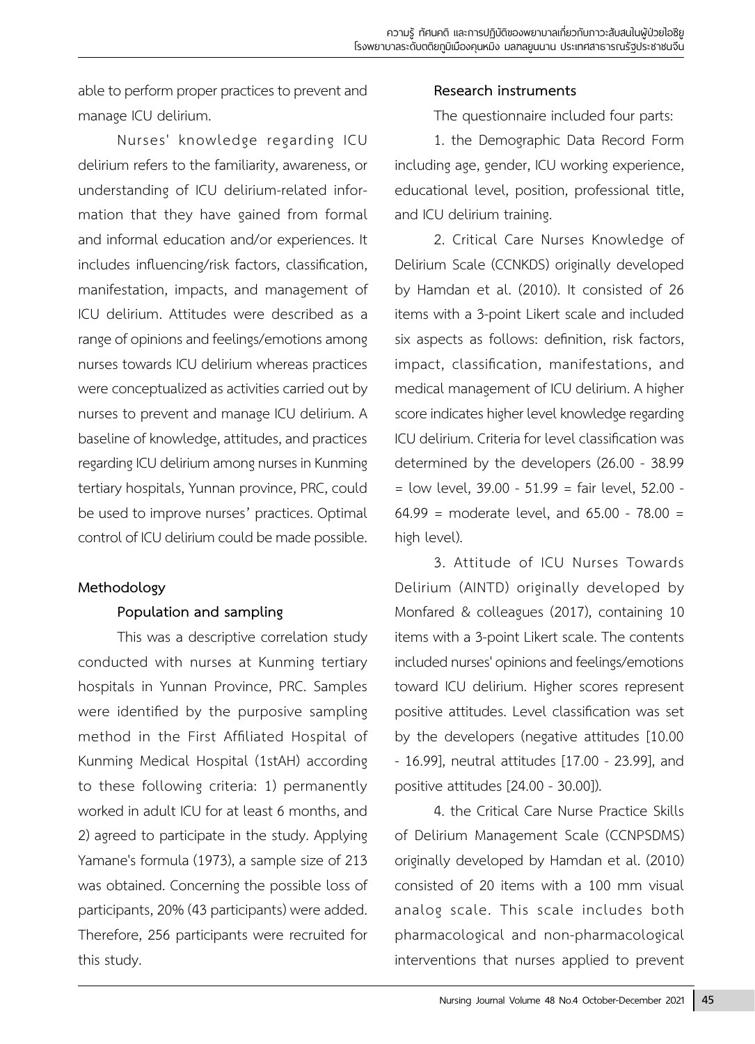able to perform proper practices to prevent and manage ICU delirium.

Nurses' knowledge regarding ICU delirium refers to the familiarity, awareness, or understanding of ICU delirium-related information that they have gained from formal and informal education and/or experiences. It includes influencing/risk factors, classification, manifestation, impacts, and management of ICU delirium. Attitudes were described as a range of opinions and feelings/emotions among nurses towards ICU delirium whereas practices were conceptualized as activities carried out by nurses to prevent and manage ICU delirium. A baseline of knowledge, attitudes, and practices regarding ICU delirium among nurses in Kunming tertiary hospitals, Yunnan province, PRC, could be used to improve nurses' practices. Optimal control of ICU delirium could be made possible.

## Methodology

### Population and sampling

This was a descriptive correlation study conducted with nurses at Kunming tertiary hospitals in Yunnan Province, PRC. Samples were identified by the purposive sampling method in the First Affiliated Hospital of Kunming Medical Hospital (1stAH) according to these following criteria: 1) permanently worked in adult ICU for at least 6 months, and 2) agreed to participate in the study. Applying Yamane's formula (1973), a sample size of 213 was obtained. Concerning the possible loss of participants, 20% (43 participants) were added. Therefore, 256 participants were recruited for this study.

### Research instruments

The questionnaire included four parts:

1. the Demographic Data Record Form including age, gender, ICU working experience, educational level, position, professional title, and ICU delirium training.

2. Critical Care Nurses Knowledge of Delirium Scale (CCNKDS) originally developed by Hamdan et al. (2010). It consisted of 26 items with a 3-point Likert scale and included six aspects as follows: definition, risk factors, impact, classification, manifestations, and medical management of ICU delirium. A higher score indicates higher level knowledge regarding ICU delirium. Criteria for level classification was determined by the developers (26.00 - 38.99 = low level, 39.00 - 51.99 = fair level, 52.00 - 64.99 = moderate level, and 65.00 - 78.00 = high level).

3. Attitude of ICU Nurses Towards Delirium (AINTD) originally developed by Monfared & colleagues (2017), containing 10 items with a 3-point Likert scale. The contents included nurses' opinions and feelings/emotions toward ICU delirium. Higher scores represent positive attitudes. Level classification was set by the developers (negative attitudes [10.00 - 16.99], neutral attitudes [17.00 - 23.99], and positive attitudes [24.00 - 30.00]).

4. the Critical Care Nurse Practice Skills of Delirium Management Scale (CCNPSDMS) originally developed by Hamdan et al. (2010) consisted of 20 items with a 100 mm visual analog scale. This scale includes both pharmacological and non-pharmacological interventions that nurses applied to prevent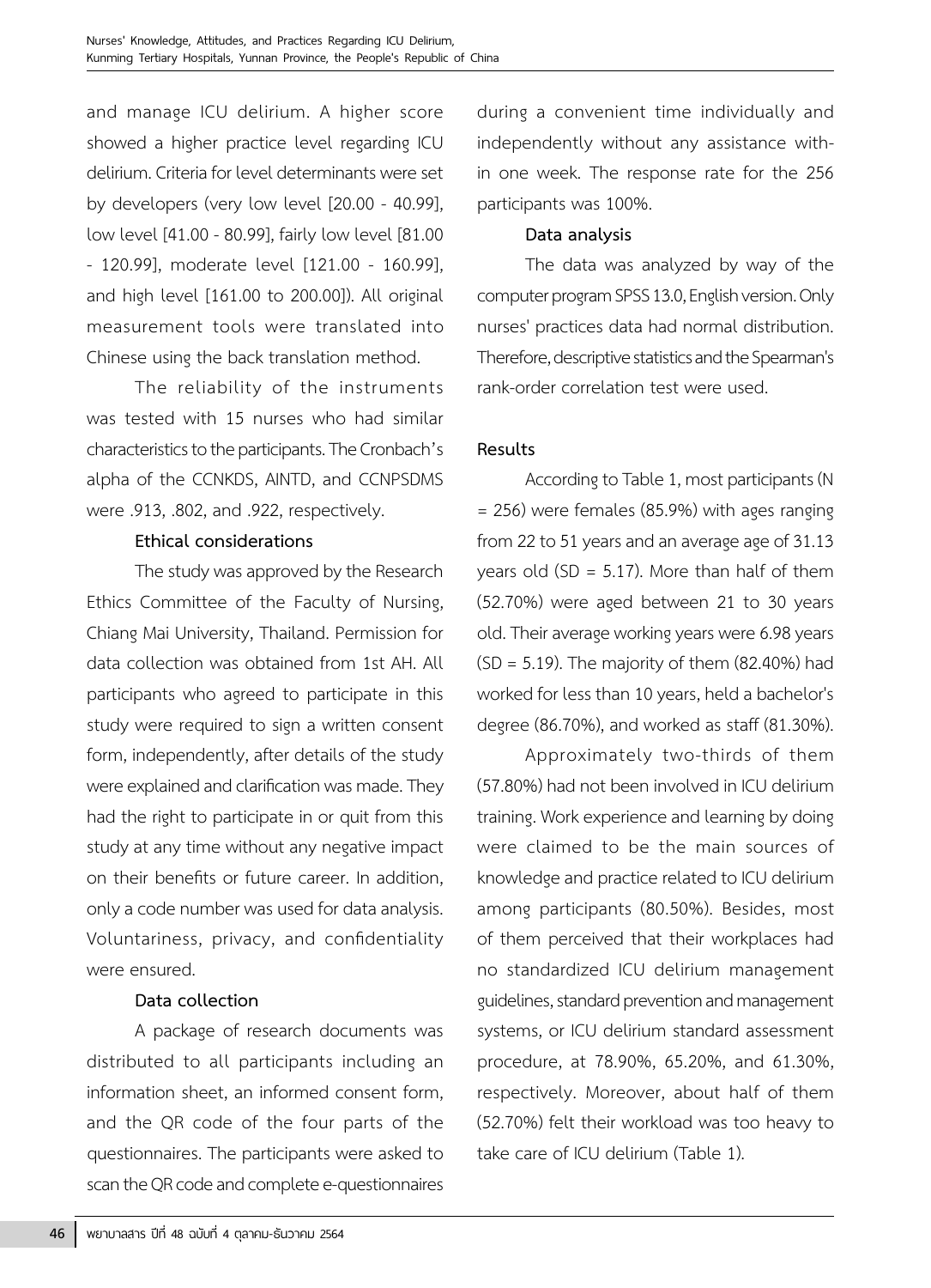and manage ICU delirium. A higher score showed a higher practice level regarding ICU delirium. Criteria for level determinants were set by developers (very low level [20.00 - 40.99], low level [41.00 - 80.99], fairly low level [81.00 - 120.99], moderate level [121.00 - 160.99], and high level [161.00 to 200.00]). All original measurement tools were translated into Chinese using the back translation method.

The reliability of the instruments was tested with 15 nurses who had similar characteristics to the participants. The Cronbach's alpha of the CCNKDS, AINTD, and CCNPSDMS were .913, .802, and .922, respectively.

**Ethical considerations**

The study was approved by the Research Ethics Committee of the Faculty of Nursing, Chiang Mai University, Thailand. Permission for data collection was obtained from 1st AH. All participants who agreed to participate in this study were required to sign a written consent form, independently, after details of the study were explained and clarification was made. They had the right to participate in or quit from this study at any time without any negative impact on their benefits or future career. In addition, only a code number was used for data analysis. Voluntariness, privacy, and confidentiality were ensured.

**Data collection**

A package of research documents was distributed to all participants including an information sheet, an informed consent form, and the QR code of the four parts of the questionnaires. The participants were asked to scan the QR code and complete e-questionnaires during a convenient time individually and independently without any assistance within one week. The response rate for the 256 participants was 100%.

**Data analysis**

The data was analyzed by way of the computer program SPSS 13.0, English version. Only nurses' practices data had normal distribution. Therefore, descriptive statistics and the Spearman's rank-order correlation test were used.

## Results

According to Table 1, most participants (N = 256) were females (85.9%) with ages ranging from 22 to 51 years and an average age of 31.13 years old (SD = 5.17). More than half of them (52.70%) were aged between 21 to 30 years old. Their average working years were 6.98 years (SD = 5.19). The majority of them (82.40%) had worked for less than 10 years, held a bachelor's degree (86.70%), and worked as staff (81.30%).

Approximately two-thirds of them (57.80%) had not been involved in ICU delirium training. Work experience and learning by doing were claimed to be the main sources of knowledge and practice related to ICU delirium among participants (80.50%). Besides, most of them perceived that their workplaces had no standardized ICU delirium management guidelines, standard prevention and management systems, or ICU delirium standard assessment procedure, at 78.90%, 65.20%, and 61.30%, respectively. Moreover, about half of them (52.70%) felt their workload was too heavy to take care of ICU delirium (Table 1).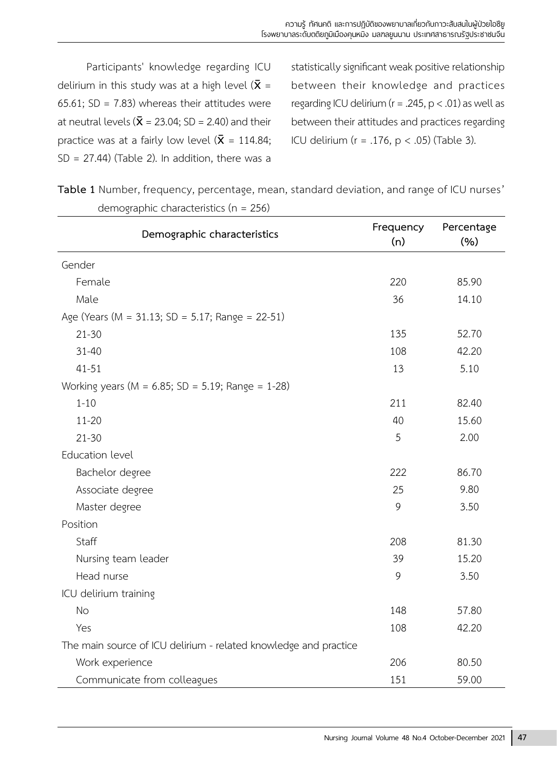Participants' knowledge regarding ICU delirium in this study was at a high level ($\bar{X}$ = 65.61; SD = 7.83) whereas their attitudes were at neutral levels ($\bar{X}$ = 23.04; SD = 2.40) and their practice was at a fairly low level ($\bar{X}$ = 114.84; SD = 27.44) (Table 2). In addition, there was a statistically significant weak positive relationship between their knowledge and practices regarding ICU delirium (r = .245, $p < .01$) as well as between their attitudes and practices regarding ICU delirium (r = .176, $p < .05$) (Table 3).

**Table 1** Number, frequency, percentage, mean, standard deviation, and range of ICU nurses' demographic characteristics (n = 256)

| Demographic characteristics | Frequency (n) | Percentage (%) |
|---|---|---|
| Gender | | |
| Female | 220 | 85.90 |
| Male | 36 | 14.10 |
| Age (Years (M = 31.13; SD = 5.17; Range = 22-51) | | |
| 21-30 | 135 | 52.70 |
| 31-40 | 108 | 42.20 |
| 41-51 | 13 | 5.10 |
| Working years (M = 6.85; SD = 5.19; Range = 1-28) | | |
| 1-10 | 211 | 82.40 |
| 11-20 | 40 | 15.60 |
| 21-30 | 5 | 2.00 |
| Education level | | |
| Bachelor degree | 222 | 86.70 |
| Associate degree | 25 | 9.80 |
| Master degree | 9 | 3.50 |
| Position | | |
| Staff | 208 | 81.30 |
| Nursing team leader | 39 | 15.20 |
| Head nurse | 9 | 3.50 |
| ICU delirium training | | |
| No | 148 | 57.80 |
| Yes | 108 | 42.20 |
| The main source of ICU delirium - related knowledge and practice | | |
| Work experience | 206 | 80.50 |
| Communicate from colleagues | 151 | 59.00 |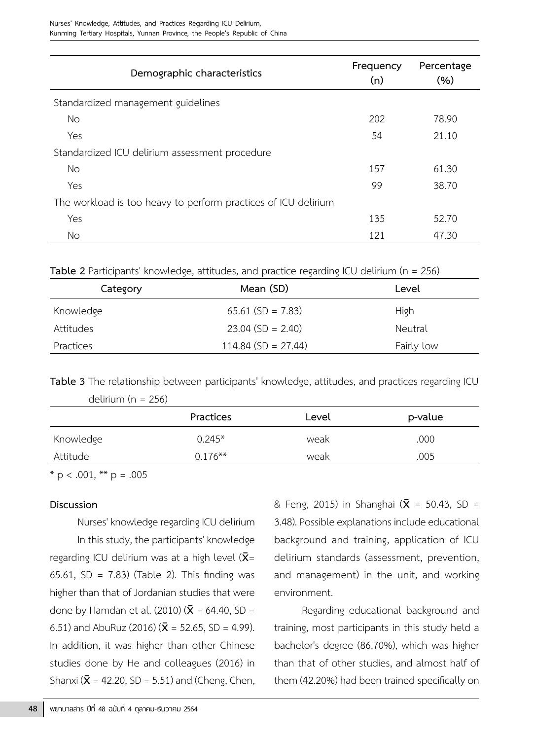| Demographic characteristics | Frequency (n) | Percentage (%) |
|---|---|---|
| Standardized management guidelines | | |
| No | 202 | 78.90 |
| Yes | 54 | 21.10 |
| Standardized ICU delirium assessment procedure | | |
| No | 157 | 61.30 |
| Yes | 99 | 38.70 |
| The workload is too heavy to perform practices of ICU delirium | | |
| Yes | 135 | 52.70 |
| No | 121 | 47.30 |

**Table 2** Participants' knowledge, attitudes, and practice regarding ICU delirium (n = 256)

| Category | Mean (SD) | Level |
|---|---|---|
| Knowledge | 65.61 (SD = 7.83) | High |
| Attitudes | 23.04 (SD = 2.40) | Neutral |
| Practices | 114.84 (SD = 27.44) | Fairly low |

**Table 3** The relationship between participants' knowledge, attitudes, and practices regarding ICU delirium (n = 256)

| | Practices | Level | p-value |
|---|---|---|---|
| Knowledge | 0.245* | weak | .000 |
| Attitude | 0.176** | weak | .005 |

* p < .001, ** p = .005

## Discussion

Nurses' knowledge regarding ICU delirium

In this study, the participants' knowledge regarding ICU delirium was at a high level ($\bar{X}$= 65.61, SD = 7.83) (Table 2). This finding was higher than that of Jordanian studies that were done by Hamdan et al. (2010) ($\bar{X}$ = 64.40, SD = 6.51) and AbuRuz (2016) ($\bar{X}$ = 52.65, SD = 4.99). In addition, it was higher than other Chinese studies done by He and colleagues (2016) in Shanxi ($\bar{X}$ = 42.20, SD = 5.51) and (Cheng, Chen, & Feng, 2015) in Shanghai ($\bar{X}$ = 50.43, SD = 3.48). Possible explanations include educational background and training, application of ICU delirium standards (assessment, prevention, and management) in the unit, and working environment.

Regarding educational background and training, most participants in this study held a bachelor's degree (86.70%), which was higher than that of other studies, and almost half of them (42.20%) had been trained specifically on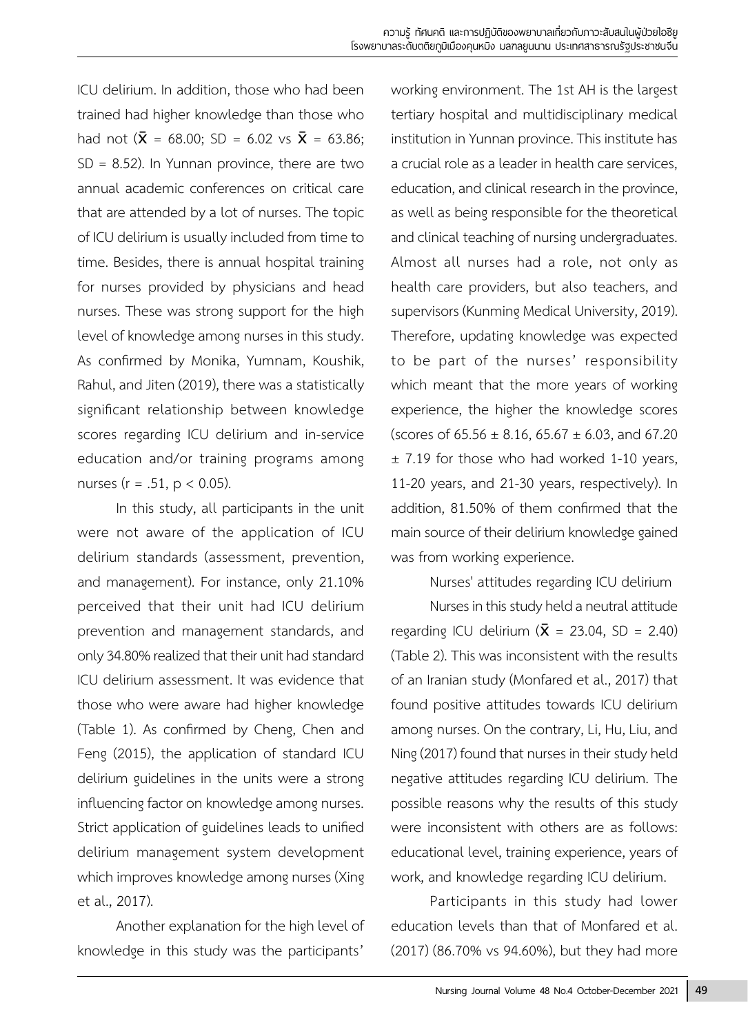ICU delirium. In addition, those who had been trained had higher knowledge than those who had not ($\bar{X}$ = 68.00; SD = 6.02 vs $\bar{X}$ = 63.86; SD = 8.52). In Yunnan province, there are two annual academic conferences on critical care that are attended by a lot of nurses. The topic of ICU delirium is usually included from time to time. Besides, there is annual hospital training for nurses provided by physicians and head nurses. These was strong support for the high level of knowledge among nurses in this study. As confirmed by Monika, Yumnam, Koushik, Rahul, and Jiten (2019), there was a statistically significant relationship between knowledge scores regarding ICU delirium and in-service education and/or training programs among nurses ($r = .51$, $p < 0.05$).

In this study, all participants in the unit were not aware of the application of ICU delirium standards (assessment, prevention, and management). For instance, only 21.10% perceived that their unit had ICU delirium prevention and management standards, and only 34.80% realized that their unit had standard ICU delirium assessment. It was evidence that those who were aware had higher knowledge (Table 1). As confirmed by Cheng, Chen and Feng (2015), the application of standard ICU delirium guidelines in the units were a strong influencing factor on knowledge among nurses. Strict application of guidelines leads to unified delirium management system development which improves knowledge among nurses (Xing et al., 2017).

Another explanation for the high level of knowledge in this study was the participants' working environment. The 1st AH is the largest tertiary hospital and multidisciplinary medical institution in Yunnan province. This institute has a crucial role as a leader in health care services, education, and clinical research in the province, as well as being responsible for the theoretical and clinical teaching of nursing undergraduates. Almost all nurses had a role, not only as health care providers, but also teachers, and supervisors (Kunming Medical University, 2019). Therefore, updating knowledge was expected to be part of the nurses' responsibility which meant that the more years of working experience, the higher the knowledge scores (scores of 65.56 ± 8.16, 65.67 ± 6.03, and 67.20 ± 7.19 for those who had worked 1-10 years, 11-20 years, and 21-30 years, respectively). In addition, 81.50% of them confirmed that the main source of their delirium knowledge gained was from working experience.

Nurses' attitudes regarding ICU delirium

Nurses in this study held a neutral attitude regarding ICU delirium ($\bar{X}$ = 23.04, SD = 2.40) (Table 2). This was inconsistent with the results of an Iranian study (Monfared et al., 2017) that found positive attitudes towards ICU delirium among nurses. On the contrary, Li, Hu, Liu, and Ning (2017) found that nurses in their study held negative attitudes regarding ICU delirium. The possible reasons why the results of this study were inconsistent with others are as follows: educational level, training experience, years of work, and knowledge regarding ICU delirium.

Participants in this study had lower education levels than that of Monfared et al. (2017) (86.70% vs 94.60%), but they had more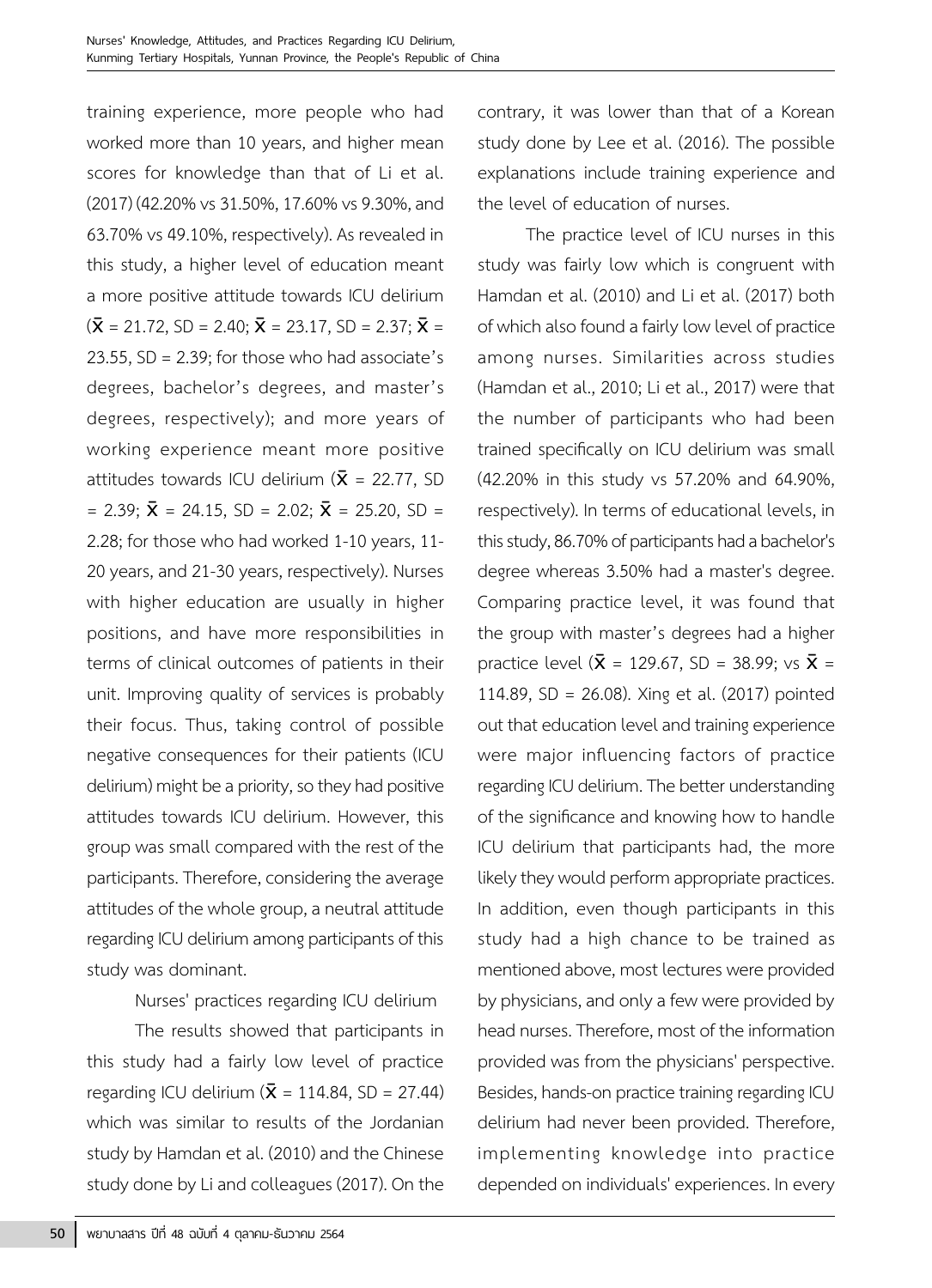training experience, more people who had worked more than 10 years, and higher mean scores for knowledge than that of Li et al. (2017) (42.20% vs 31.50%, 17.60% vs 9.30%, and 63.70% vs 49.10%, respectively). As revealed in this study, a higher level of education meant a more positive attitude towards ICU delirium ($\bar{X}$ = 21.72, SD = 2.40; $\bar{X}$ = 23.17, SD = 2.37; $\bar{X}$ = 23.55, SD = 2.39; for those who had associate's degrees, bachelor's degrees, and master's degrees, respectively); and more years of working experience meant more positive attitudes towards ICU delirium ($\bar{X}$ = 22.77, SD = 2.39; $\bar{X}$ = 24.15, SD = 2.02; $\bar{X}$ = 25.20, SD = 2.28; for those who had worked 1-10 years, 11-20 years, and 21-30 years, respectively). Nurses with higher education are usually in higher positions, and have more responsibilities in terms of clinical outcomes of patients in their unit. Improving quality of services is probably their focus. Thus, taking control of possible negative consequences for their patients (ICU delirium) might be a priority, so they had positive attitudes towards ICU delirium. However, this group was small compared with the rest of the participants. Therefore, considering the average attitudes of the whole group, a neutral attitude regarding ICU delirium among participants of this study was dominant.

Nurses' practices regarding ICU delirium

The results showed that participants in this study had a fairly low level of practice regarding ICU delirium ($\bar{X}$ = 114.84, SD = 27.44) which was similar to results of the Jordanian study by Hamdan et al. (2010) and the Chinese study done by Li and colleagues (2017). On the contrary, it was lower than that of a Korean study done by Lee et al. (2016). The possible explanations include training experience and the level of education of nurses.

The practice level of ICU nurses in this study was fairly low which is congruent with Hamdan et al. (2010) and Li et al. (2017) both of which also found a fairly low level of practice among nurses. Similarities across studies (Hamdan et al., 2010; Li et al., 2017) were that the number of participants who had been trained specifically on ICU delirium was small (42.20% in this study vs 57.20% and 64.90%, respectively). In terms of educational levels, in this study, 86.70% of participants had a bachelor's degree whereas 3.50% had a master's degree. Comparing practice level, it was found that the group with master's degrees had a higher practice level ($\bar{X}$ = 129.67, SD = 38.99; vs $\bar{X}$ = 114.89, SD = 26.08). Xing et al. (2017) pointed out that education level and training experience were major influencing factors of practice regarding ICU delirium. The better understanding of the significance and knowing how to handle ICU delirium that participants had, the more likely they would perform appropriate practices. In addition, even though participants in this study had a high chance to be trained as mentioned above, most lectures were provided by physicians, and only a few were provided by head nurses. Therefore, most of the information provided was from the physicians' perspective. Besides, hands-on practice training regarding ICU delirium had never been provided. Therefore, implementing knowledge into practice depended on individuals' experiences. In every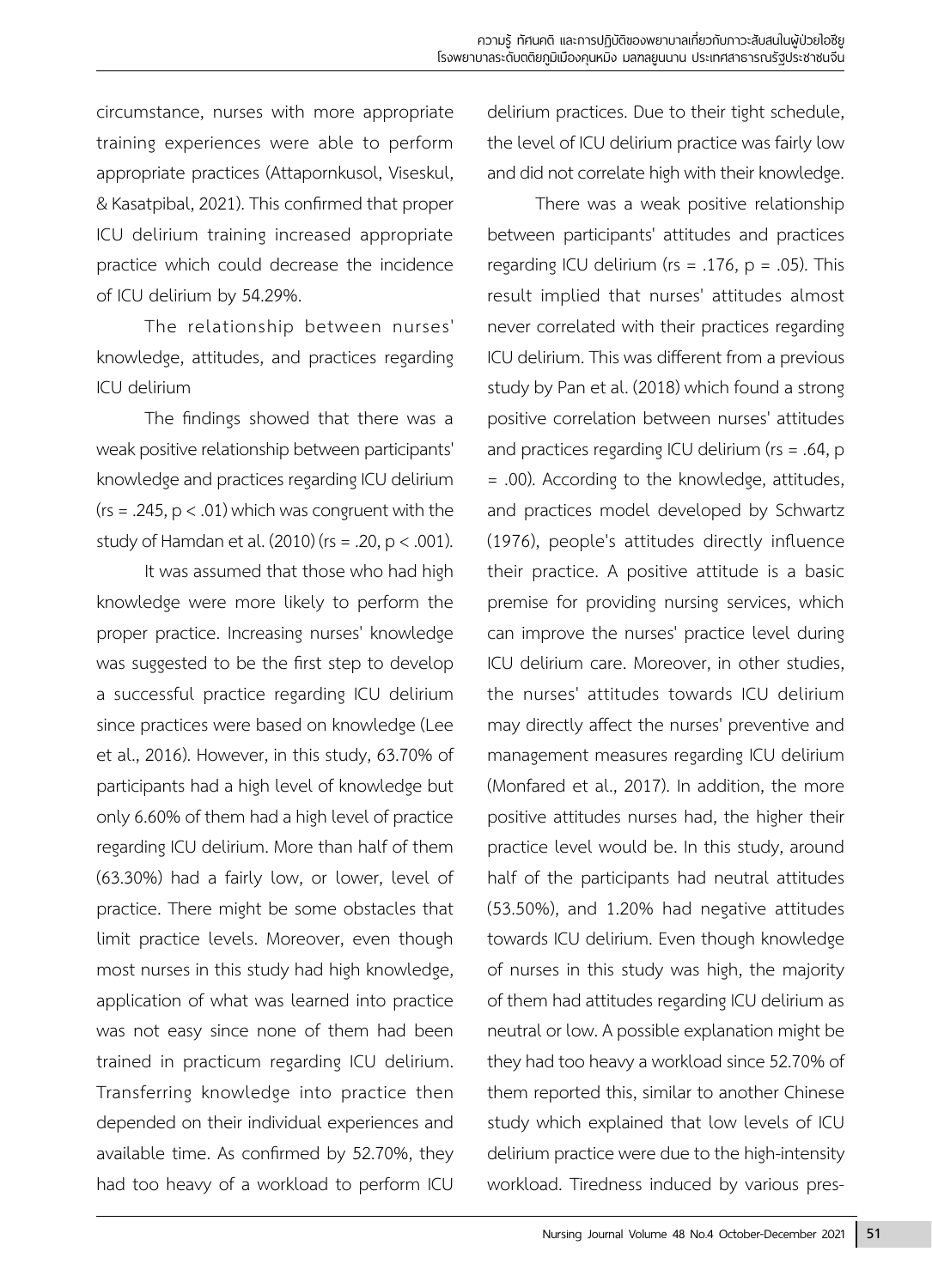circumstance, nurses with more appropriate training experiences were able to perform appropriate practices (Attapornkusol, Viseskul, & Kasatpibal, 2021). This confirmed that proper ICU delirium training increased appropriate practice which could decrease the incidence of ICU delirium by 54.29%.

The relationship between nurses' knowledge, attitudes, and practices regarding ICU delirium

The findings showed that there was a weak positive relationship between participants' knowledge and practices regarding ICU delirium ($rs = .245$, $p < .01$) which was congruent with the study of Hamdan et al. (2010) ($rs = .20$, $p < .001$).

It was assumed that those who had high knowledge were more likely to perform the proper practice. Increasing nurses' knowledge was suggested to be the first step to develop a successful practice regarding ICU delirium since practices were based on knowledge (Lee et al., 2016). However, in this study, 63.70% of participants had a high level of knowledge but only 6.60% of them had a high level of practice regarding ICU delirium. More than half of them (63.30%) had a fairly low, or lower, level of practice. There might be some obstacles that limit practice levels. Moreover, even though most nurses in this study had high knowledge, application of what was learned into practice was not easy since none of them had been trained in practicum regarding ICU delirium. Transferring knowledge into practice then depended on their individual experiences and available time. As confirmed by 52.70%, they had too heavy of a workload to perform ICU delirium practices. Due to their tight schedule, the level of ICU delirium practice was fairly low and did not correlate high with their knowledge.

There was a weak positive relationship between participants' attitudes and practices regarding ICU delirium ($rs = .176$, $p = .05$). This result implied that nurses' attitudes almost never correlated with their practices regarding ICU delirium. This was different from a previous study by Pan et al. (2018) which found a strong positive correlation between nurses' attitudes and practices regarding ICU delirium ($rs = .64$, $p = .00$). According to the knowledge, attitudes, and practices model developed by Schwartz (1976), people's attitudes directly influence their practice. A positive attitude is a basic premise for providing nursing services, which can improve the nurses' practice level during ICU delirium care. Moreover, in other studies, the nurses' attitudes towards ICU delirium may directly affect the nurses' preventive and management measures regarding ICU delirium (Monfared et al., 2017). In addition, the more positive attitudes nurses had, the higher their practice level would be. In this study, around half of the participants had neutral attitudes (53.50%), and 1.20% had negative attitudes towards ICU delirium. Even though knowledge of nurses in this study was high, the majority of them had attitudes regarding ICU delirium as neutral or low. A possible explanation might be they had too heavy a workload since 52.70% of them reported this, similar to another Chinese study which explained that low levels of ICU delirium practice were due to the high-intensity workload. Tiredness induced by various pres-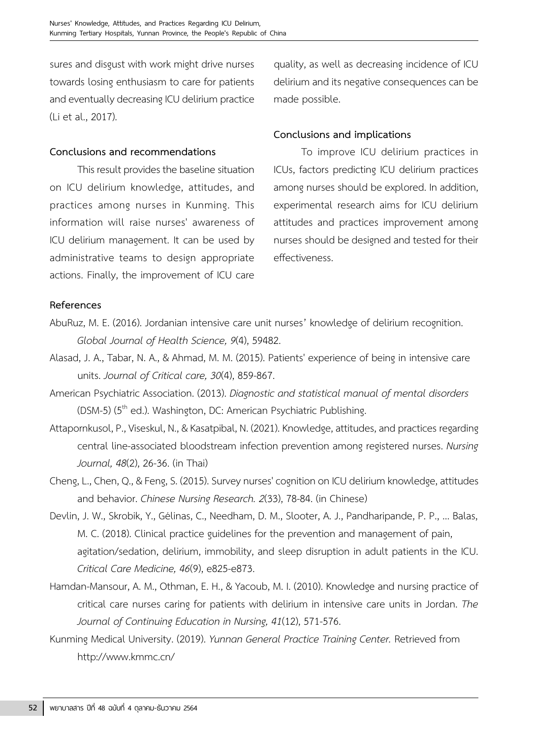sures and disgust with work might drive nurses towards losing enthusiasm to care for patients and eventually decreasing ICU delirium practice (Li et al., 2017).

**Conclusions and recommendations**

This result provides the baseline situation on ICU delirium knowledge, attitudes, and practices among nurses in Kunming. This information will raise nurses' awareness of ICU delirium management. It can be used by administrative teams to design appropriate actions. Finally, the improvement of ICU care quality, as well as decreasing incidence of ICU delirium and its negative consequences can be made possible.

**Conclusions and implications**

To improve ICU delirium practices in ICUs, factors predicting ICU delirium practices among nurses should be explored. In addition, experimental research aims for ICU delirium attitudes and practices improvement among nurses should be designed and tested for their effectiveness.

**References**

AbuRuz, M. E. (2016). Jordanian intensive care unit nurses' knowledge of delirium recognition. *Global Journal of Health Science, 9*(4), 59482.

Alasad, J. A., Tabar, N. A., & Ahmad, M. M. (2015). Patients' experience of being in intensive care units. *Journal of Critical care, 30*(4), 859-867.

American Psychiatric Association. (2013). *Diagnostic and statistical manual of mental disorders* (DSM-5) (5th ed.). Washington, DC: American Psychiatric Publishing.

Attapornkusol, P., Viseskul, N., & Kasatpibal, N. (2021). Knowledge, attitudes, and practices regarding central line-associated bloodstream infection prevention among registered nurses. *Nursing Journal, 48*(2), 26-36. (in Thai)

Cheng, L., Chen, Q., & Feng, S. (2015). Survey nurses' cognition on ICU delirium knowledge, attitudes and behavior. *Chinese Nursing Research. 2*(33), 78-84. (in Chinese)

Devlin, J. W., Skrobik, Y., Gélinas, C., Needham, D. M., Slooter, A. J., Pandharipande, P. P., ... Balas, M. C. (2018). Clinical practice guidelines for the prevention and management of pain, agitation/sedation, delirium, immobility, and sleep disruption in adult patients in the ICU. *Critical Care Medicine, 46*(9), e825-e873.

Hamdan-Mansour, A. M., Othman, E. H., & Yacoub, M. I. (2010). Knowledge and nursing practice of critical care nurses caring for patients with delirium in intensive care units in Jordan. *The Journal of Continuing Education in Nursing, 41*(12), 571-576.

Kunming Medical University. (2019). *Yunnan General Practice Training Center.* Retrieved from http://www.kmmc.cn/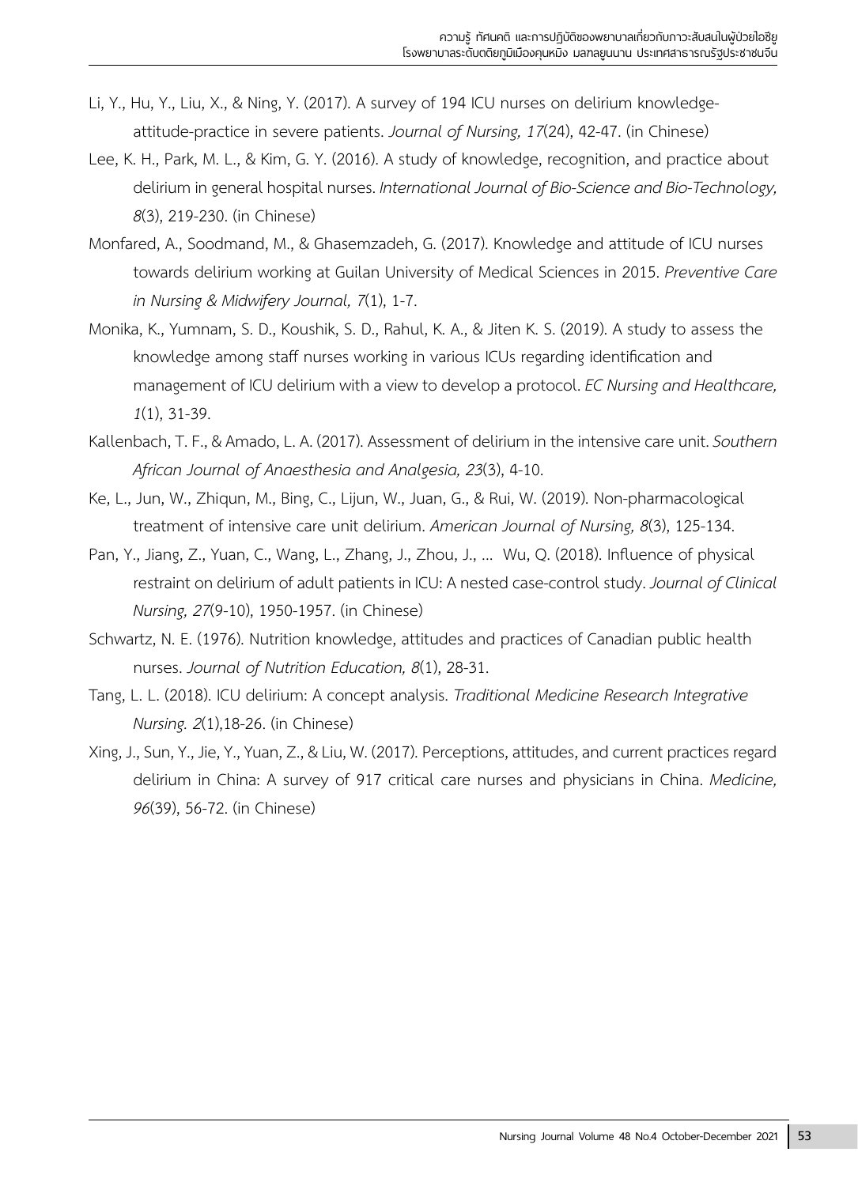Li, Y., Hu, Y., Liu, X., & Ning, Y. (2017). A survey of 194 ICU nurses on delirium knowledge-attitude-practice in severe patients. *Journal of Nursing, 17*(24), 42-47. (in Chinese)

Lee, K. H., Park, M. L., & Kim, G. Y. (2016). A study of knowledge, recognition, and practice about delirium in general hospital nurses. *International Journal of Bio-Science and Bio-Technology, 8*(3), 219-230. (in Chinese)

Monfared, A., Soodmand, M., & Ghasemzadeh, G. (2017). Knowledge and attitude of ICU nurses towards delirium working at Guilan University of Medical Sciences in 2015. *Preventive Care in Nursing & Midwifery Journal, 7*(1), 1-7.

Monika, K., Yumnam, S. D., Koushik, S. D., Rahul, K. A., & Jiten K. S. (2019). A study to assess the knowledge among staff nurses working in various ICUs regarding identification and management of ICU delirium with a view to develop a protocol. *EC Nursing and Healthcare, 1*(1), 31-39.

Kallenbach, T. F., & Amado, L. A. (2017). Assessment of delirium in the intensive care unit. *Southern African Journal of Anaesthesia and Analgesia, 23*(3), 4-10.

Ke, L., Jun, W., Zhiqun, M., Bing, C., Lijun, W., Juan, G., & Rui, W. (2019). Non-pharmacological treatment of intensive care unit delirium. *American Journal of Nursing, 8*(3), 125-134.

Pan, Y., Jiang, Z., Yuan, C., Wang, L., Zhang, J., Zhou, J., ... Wu, Q. (2018). Influence of physical restraint on delirium of adult patients in ICU: A nested case-control study. *Journal of Clinical Nursing, 27*(9-10), 1950-1957. (in Chinese)

Schwartz, N. E. (1976). Nutrition knowledge, attitudes and practices of Canadian public health nurses. *Journal of Nutrition Education, 8*(1), 28-31.

Tang, L. L. (2018). ICU delirium: A concept analysis. *Traditional Medicine Research Integrative Nursing. 2*(1),18-26. (in Chinese)

Xing, J., Sun, Y., Jie, Y., Yuan, Z., & Liu, W. (2017). Perceptions, attitudes, and current practices regard delirium in China: A survey of 917 critical care nurses and physicians in China. *Medicine, 96*(39), 56-72. (in Chinese)